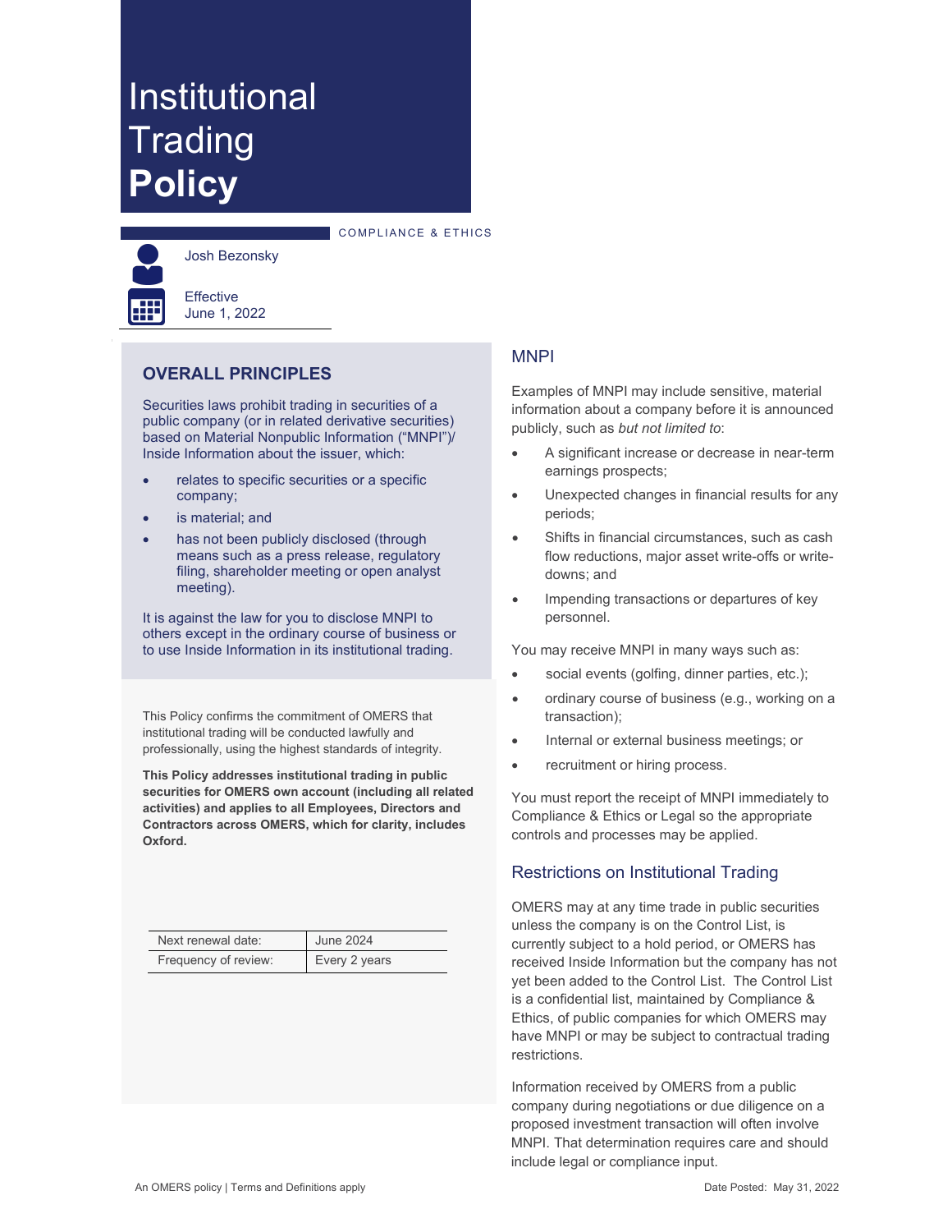# Institutional Trading **Policy**

COMPLIANCE & ETHICS

Josh Bezonsky

Effective
June 1, 2022

## OVERALL PRINCIPLES

Securities laws prohibit trading in securities of a public company (or in related derivative securities) based on Material Nonpublic Information ("MNPI")/ Inside Information about the issuer, which:

- relates to specific securities or a specific company;
- is material; and
- has not been publicly disclosed (through means such as a press release, regulatory filing, shareholder meeting or open analyst meeting).

It is against the law for you to disclose MNPI to others except in the ordinary course of business or to use Inside Information in its institutional trading.

This Policy confirms the commitment of OMERS that institutional trading will be conducted lawfully and professionally, using the highest standards of integrity.

**This Policy addresses institutional trading in public securities for OMERS own account (including all related activities) and applies to all Employees, Directors and Contractors across OMERS, which for clarity, includes Oxford.**

| Next renewal date: | June 2024 |
|---|---|
| Frequency of review: | Every 2 years |

## MNPI

Examples of MNPI may include sensitive, material information about a company before it is announced publicly, such as *but not limited to*:

- A significant increase or decrease in near-term earnings prospects;
- Unexpected changes in financial results for any periods;
- Shifts in financial circumstances, such as cash flow reductions, major asset write-offs or write-downs; and
- Impending transactions or departures of key personnel.

You may receive MNPI in many ways such as:

- social events (golfing, dinner parties, etc.);
- ordinary course of business (e.g., working on a transaction);
- Internal or external business meetings; or
- recruitment or hiring process.

You must report the receipt of MNPI immediately to Compliance & Ethics or Legal so the appropriate controls and processes may be applied.

## Restrictions on Institutional Trading

OMERS may at any time trade in public securities unless the company is on the Control List, is currently subject to a hold period, or OMERS has received Inside Information but the company has not yet been added to the Control List. The Control List is a confidential list, maintained by Compliance & Ethics, of public companies for which OMERS may have MNPI or may be subject to contractual trading restrictions.

Information received by OMERS from a public company during negotiations or due diligence on a proposed investment transaction will often involve MNPI. That determination requires care and should include legal or compliance input.

An OMERS policy | Terms and Definitions apply

Date Posted: May 31, 2022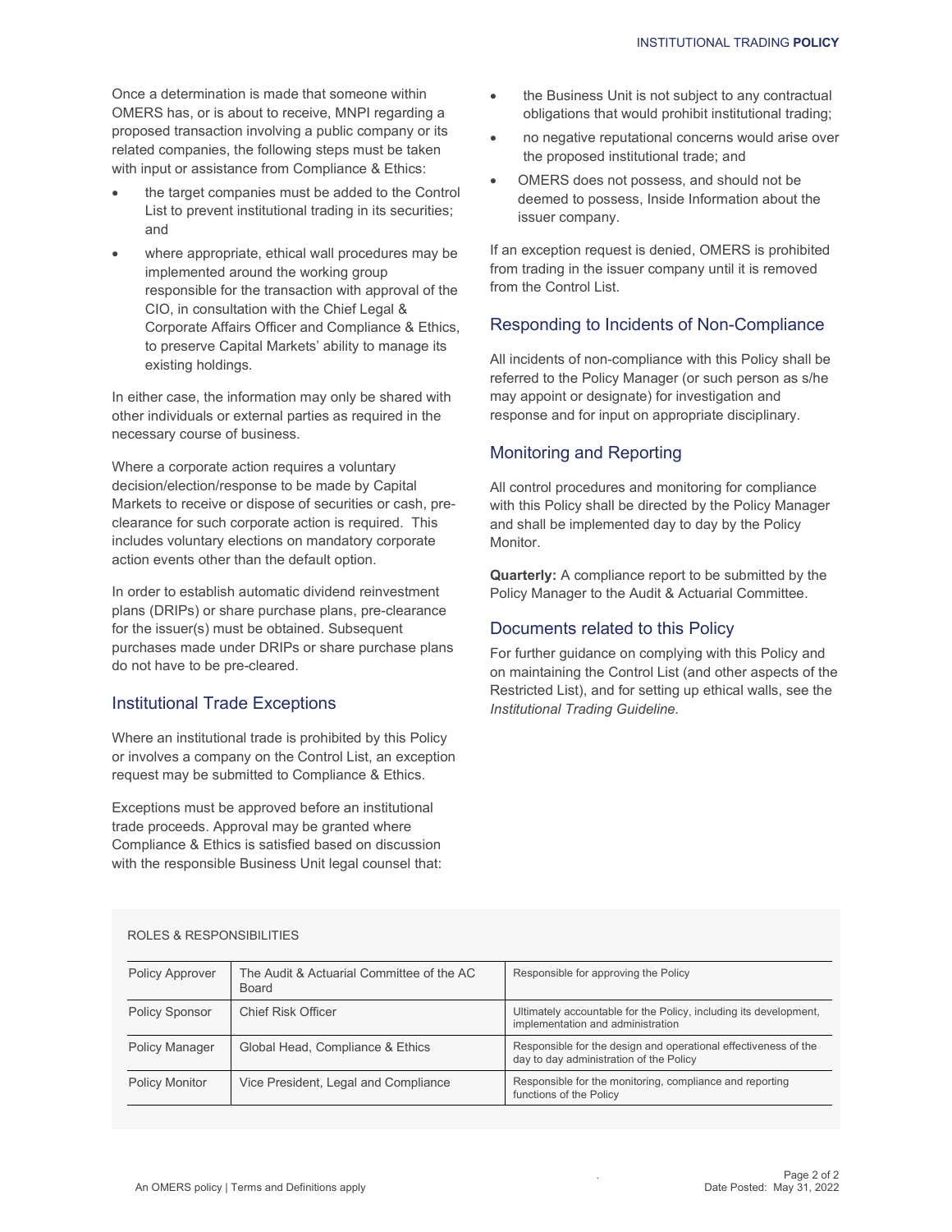Once a determination is made that someone within OMERS has, or is about to receive, MNPI regarding a proposed transaction involving a public company or its related companies, the following steps must be taken with input or assistance from Compliance & Ethics:

- the target companies must be added to the Control List to prevent institutional trading in its securities; and
- where appropriate, ethical wall procedures may be implemented around the working group responsible for the transaction with approval of the CIO, in consultation with the Chief Legal & Corporate Affairs Officer and Compliance & Ethics, to preserve Capital Markets' ability to manage its existing holdings.

In either case, the information may only be shared with other individuals or external parties as required in the necessary course of business.

Where a corporate action requires a voluntary decision/election/response to be made by Capital Markets to receive or dispose of securities or cash, pre-clearance for such corporate action is required. This includes voluntary elections on mandatory corporate action events other than the default option.

In order to establish automatic dividend reinvestment plans (DRIPs) or share purchase plans, pre-clearance for the issuer(s) must be obtained. Subsequent purchases made under DRIPs or share purchase plans do not have to be pre-cleared.

## Institutional Trade Exceptions

Where an institutional trade is prohibited by this Policy or involves a company on the Control List, an exception request may be submitted to Compliance & Ethics.

Exceptions must be approved before an institutional trade proceeds. Approval may be granted where Compliance & Ethics is satisfied based on discussion with the responsible Business Unit legal counsel that:

- the Business Unit is not subject to any contractual obligations that would prohibit institutional trading;
- no negative reputational concerns would arise over the proposed institutional trade; and
- OMERS does not possess, and should not be deemed to possess, Inside Information about the issuer company.

If an exception request is denied, OMERS is prohibited from trading in the issuer company until it is removed from the Control List.

## Responding to Incidents of Non-Compliance

All incidents of non-compliance with this Policy shall be referred to the Policy Manager (or such person as s/he may appoint or designate) for investigation and response and for input on appropriate disciplinary.

## Monitoring and Reporting

All control procedures and monitoring for compliance with this Policy shall be directed by the Policy Manager and shall be implemented day to day by the Policy Monitor.

**Quarterly:** A compliance report to be submitted by the Policy Manager to the Audit & Actuarial Committee.

## Documents related to this Policy

For further guidance on complying with this Policy and on maintaining the Control List (and other aspects of the Restricted List), and for setting up ethical walls, see the *Institutional Trading Guideline.*

ROLES & RESPONSIBILITIES

| | | |
|---|---|---|
| Policy Approver | The Audit & Actuarial Committee of the AC Board | Responsible for approving the Policy |
| Policy Sponsor | Chief Risk Officer | Ultimately accountable for the Policy, including its development, implementation and administration |
| Policy Manager | Global Head, Compliance & Ethics | Responsible for the design and operational effectiveness of the day to day administration of the Policy |
| Policy Monitor | Vice President, Legal and Compliance | Responsible for the monitoring, compliance and reporting functions of the Policy |